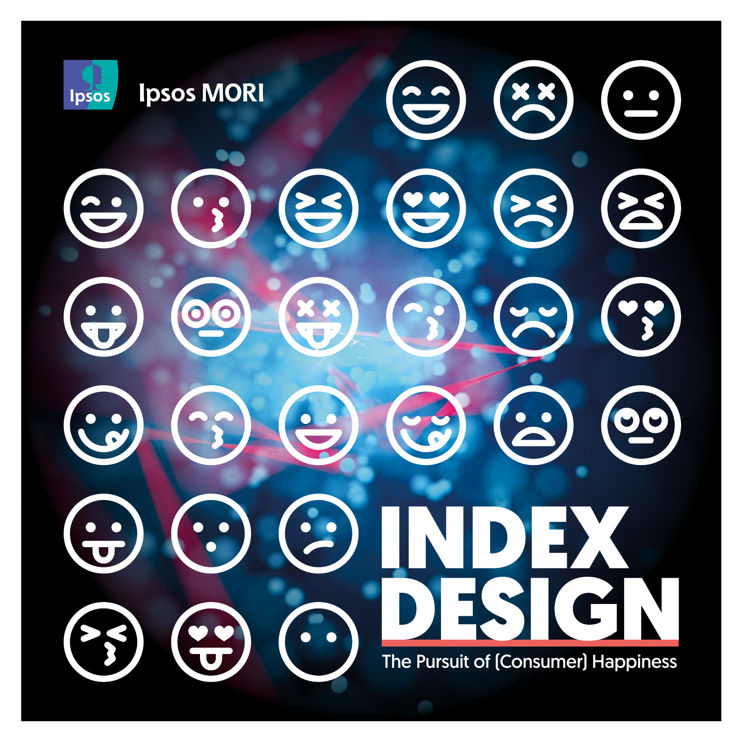Ipsos MORI

# INDEX DESIGN

The Pursuit of (Consumer) Happiness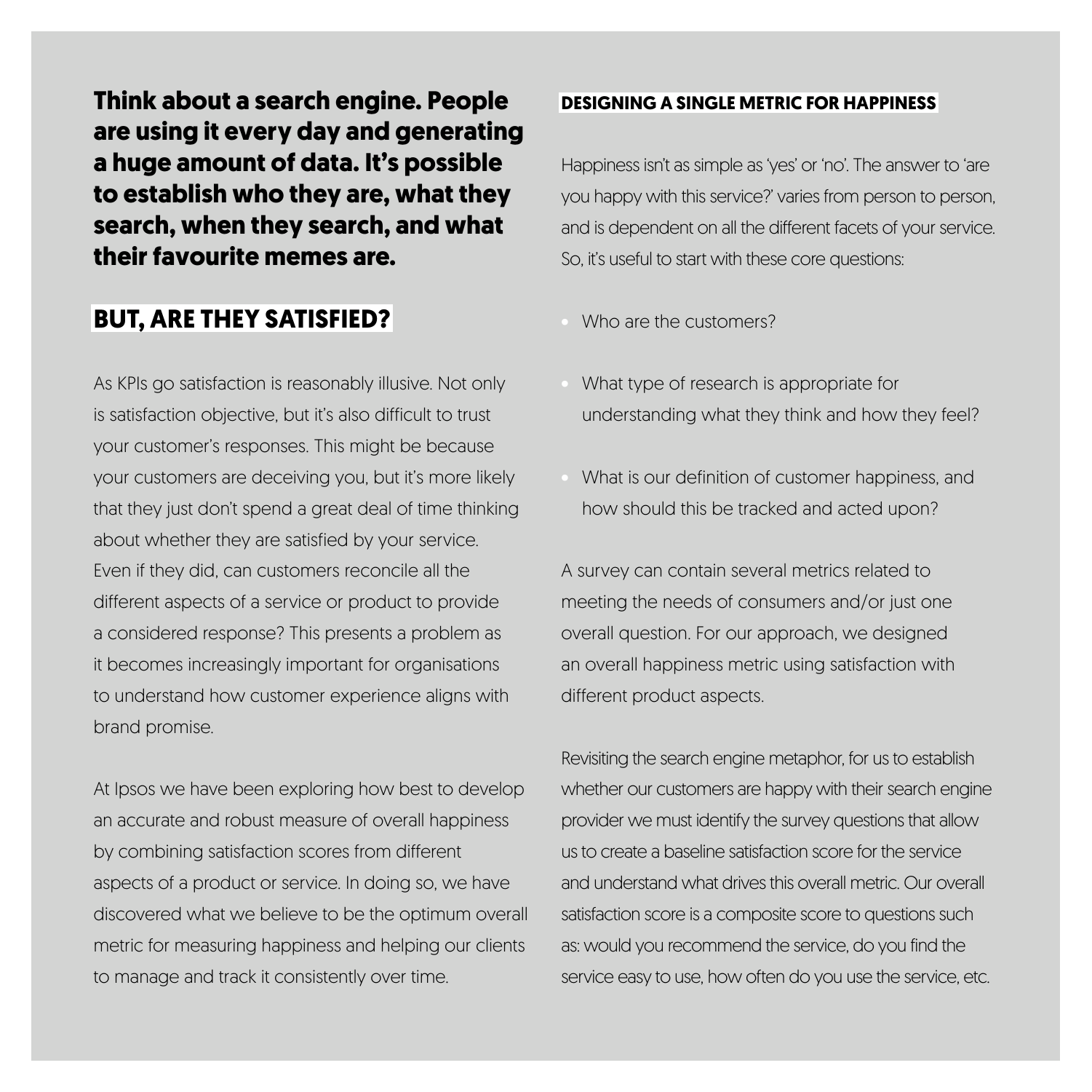**Think about a search engine. People are using it every day and generating a huge amount of data. It's possible to establish who they are, what they search, when they search, and what their favourite memes are.**

## BUT, ARE THEY SATISFIED?

As KPIs go satisfaction is reasonably illusive. Not only is satisfaction objective, but it's also difficult to trust your customer's responses. This might be because your customers are deceiving you, but it's more likely that they just don't spend a great deal of time thinking about whether they are satisfied by your service. Even if they did, can customers reconcile all the different aspects of a service or product to provide a considered response? This presents a problem as it becomes increasingly important for organisations to understand how customer experience aligns with brand promise.

At Ipsos we have been exploring how best to develop an accurate and robust measure of overall happiness by combining satisfaction scores from different aspects of a product or service. In doing so, we have discovered what we believe to be the optimum overall metric for measuring happiness and helping our clients to manage and track it consistently over time.

### DESIGNING A SINGLE METRIC FOR HAPPINESS

Happiness isn't as simple as 'yes' or 'no'. The answer to 'are you happy with this service?' varies from person to person, and is dependent on all the different facets of your service. So, it's useful to start with these core questions:

- Who are the customers?
- What type of research is appropriate for understanding what they think and how they feel?
- What is our definition of customer happiness, and how should this be tracked and acted upon?

A survey can contain several metrics related to meeting the needs of consumers and/or just one overall question. For our approach, we designed an overall happiness metric using satisfaction with different product aspects.

Revisiting the search engine metaphor, for us to establish whether our customers are happy with their search engine provider we must identify the survey questions that allow us to create a baseline satisfaction score for the service and understand what drives this overall metric. Our overall satisfaction score is a composite score to questions such as: would you recommend the service, do you find the service easy to use, how often do you use the service, etc.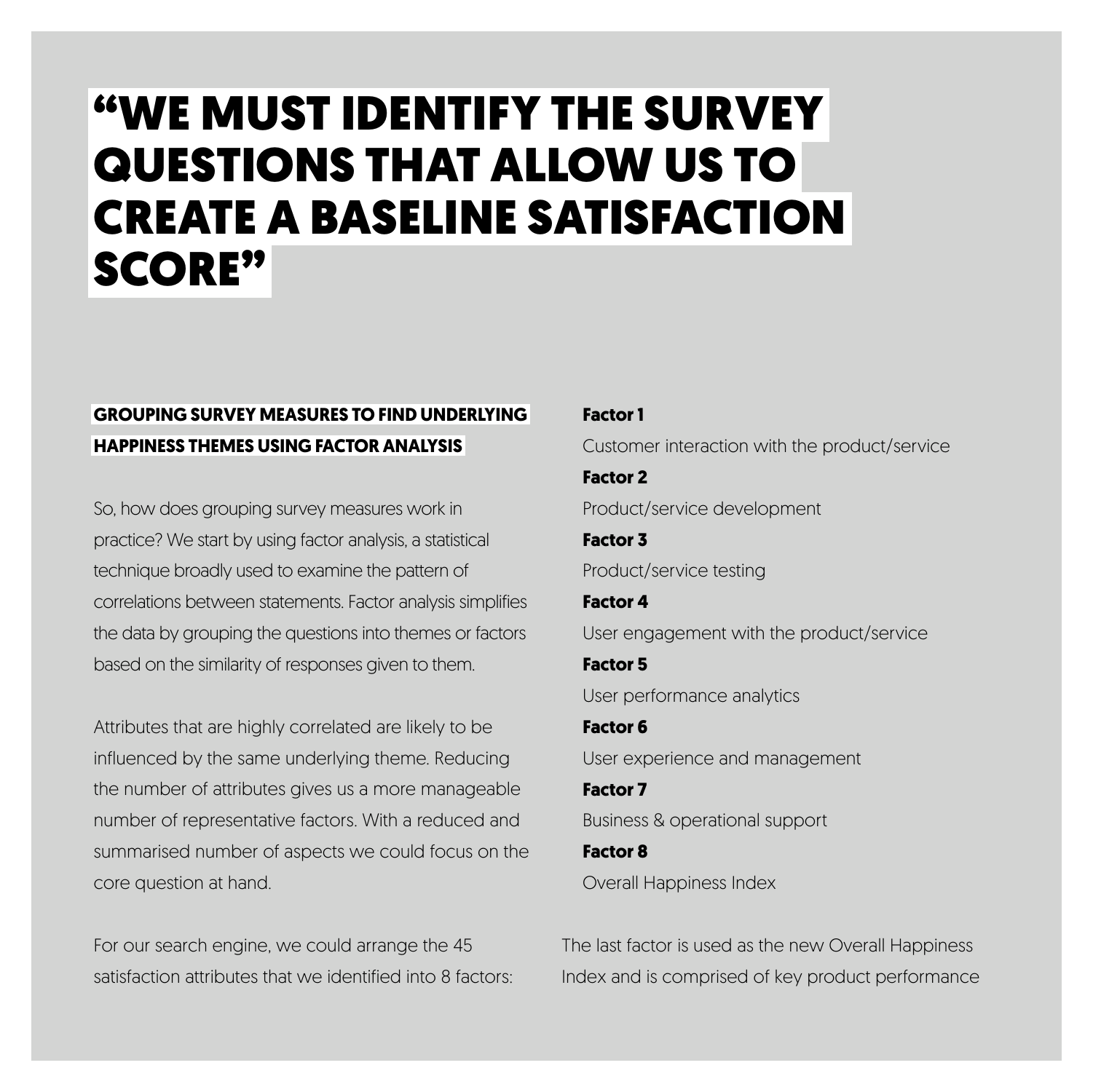# "WE MUST IDENTIFY THE SURVEY QUESTIONS THAT ALLOW US TO CREATE A BASELINE SATISFACTION SCORE"

## GROUPING SURVEY MEASURES TO FIND UNDERLYING HAPPINESS THEMES USING FACTOR ANALYSIS

So, how does grouping survey measures work in practice? We start by using factor analysis, a statistical technique broadly used to examine the pattern of correlations between statements. Factor analysis simplifies the data by grouping the questions into themes or factors based on the similarity of responses given to them.

Attributes that are highly correlated are likely to be influenced by the same underlying theme. Reducing the number of attributes gives us a more manageable number of representative factors. With a reduced and summarised number of aspects we could focus on the core question at hand.

For our search engine, we could arrange the 45 satisfaction attributes that we identified into 8 factors:

**Factor 1**
Customer interaction with the product/service

**Factor 2**
Product/service development

**Factor 3**
Product/service testing

**Factor 4**
User engagement with the product/service

**Factor 5**
User performance analytics

**Factor 6**
User experience and management

**Factor 7**
Business & operational support

**Factor 8**
Overall Happiness Index

The last factor is used as the new Overall Happiness Index and is comprised of key product performance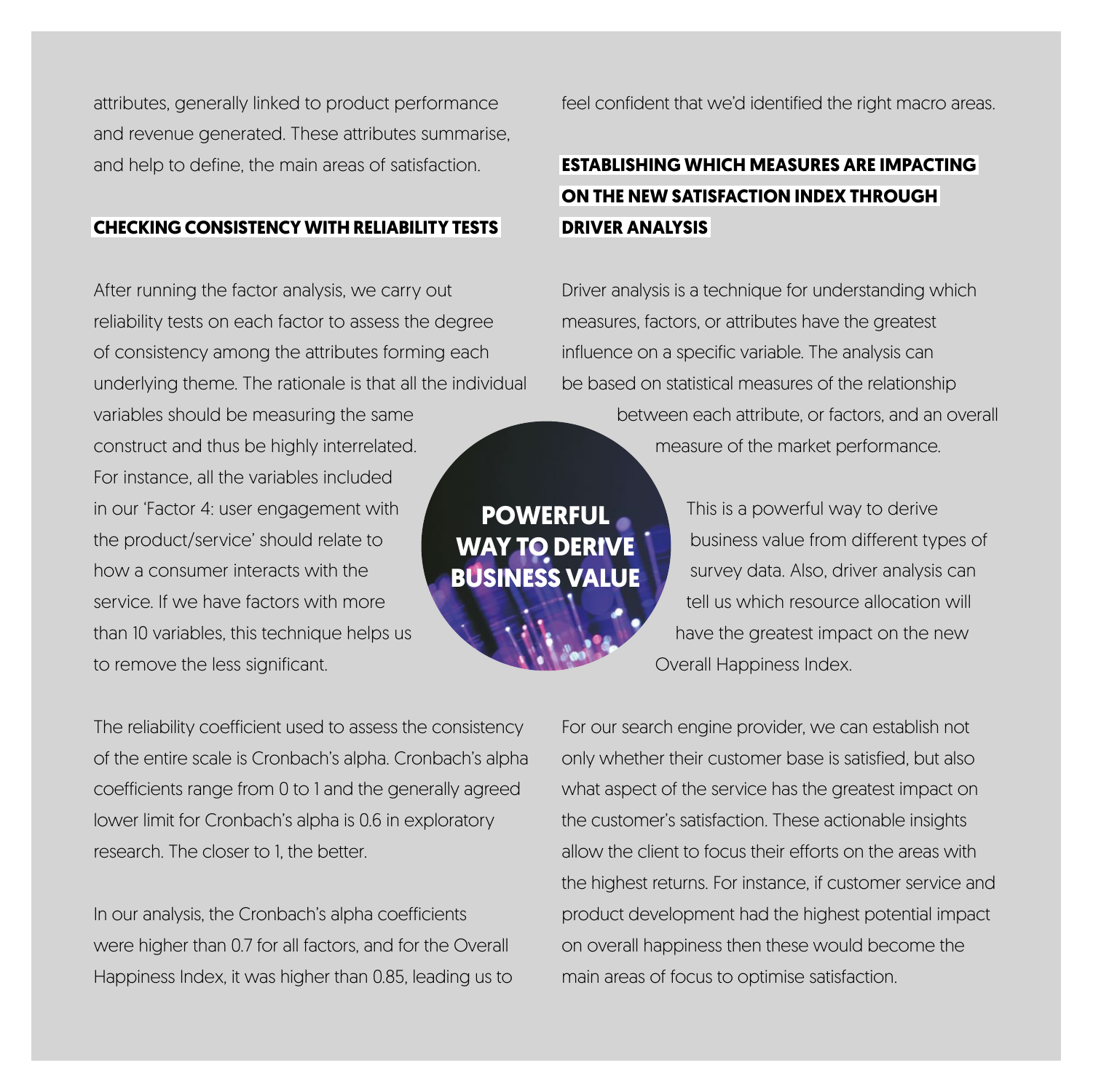attributes, generally linked to product performance and revenue generated. These attributes summarise, and help to define, the main areas of satisfaction.

## CHECKING CONSISTENCY WITH RELIABILITY TESTS

After running the factor analysis, we carry out reliability tests on each factor to assess the degree of consistency among the attributes forming each underlying theme. The rationale is that all the individual variables should be measuring the same construct and thus be highly interrelated. For instance, all the variables included in our 'Factor 4: user engagement with the product/service' should relate to how a consumer interacts with the service. If we have factors with more than 10 variables, this technique helps us to remove the less significant.

The reliability coefficient used to assess the consistency of the entire scale is Cronbach's alpha. Cronbach's alpha coefficients range from 0 to 1 and the generally agreed lower limit for Cronbach's alpha is 0.6 in exploratory research. The closer to 1, the better.

In our analysis, the Cronbach's alpha coefficients were higher than 0.7 for all factors, and for the Overall Happiness Index, it was higher than 0.85, leading us to feel confident that we'd identified the right macro areas.

## ESTABLISHING WHICH MEASURES ARE IMPACTING ON THE NEW SATISFACTION INDEX THROUGH DRIVER ANALYSIS

Driver analysis is a technique for understanding which measures, factors, or attributes have the greatest influence on a specific variable. The analysis can be based on statistical measures of the relationship between each attribute, or factors, and an overall measure of the market performance.

**POWERFUL WAY TO DERIVE BUSINESS VALUE**

This is a powerful way to derive business value from different types of survey data. Also, driver analysis can tell us which resource allocation will have the greatest impact on the new Overall Happiness Index.

For our search engine provider, we can establish not only whether their customer base is satisfied, but also what aspect of the service has the greatest impact on the customer's satisfaction. These actionable insights allow the client to focus their efforts on the areas with the highest returns. For instance, if customer service and product development had the highest potential impact on overall happiness then these would become the main areas of focus to optimise satisfaction.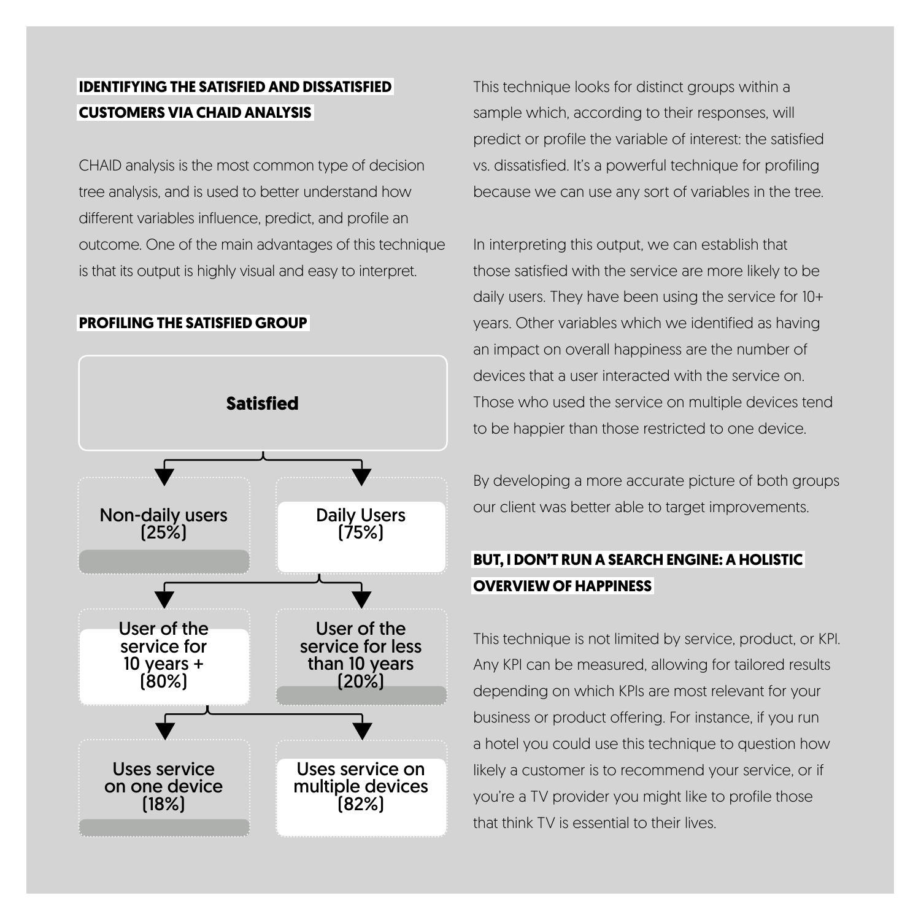## IDENTIFYING THE SATISFIED AND DISSATISFIED CUSTOMERS VIA CHAID ANALYSIS

CHAID analysis is the most common type of decision tree analysis, and is used to better understand how different variables influence, predict, and profile an outcome. One of the main advantages of this technique is that its output is highly visual and easy to interpret.

### PROFILING THE SATISFIED GROUP

Satisfied

Non-daily users (25%)

Daily Users (75%)

User of the service for 10 years + (80%)

User of the service for less than 10 years (20%)

Uses service on one device (18%)

Uses service on multiple devices (82%)

This technique looks for distinct groups within a sample which, according to their responses, will predict or profile the variable of interest: the satisfied vs. dissatisfied. It's a powerful technique for profiling because we can use any sort of variables in the tree.

In interpreting this output, we can establish that those satisfied with the service are more likely to be daily users. They have been using the service for 10+ years. Other variables which we identified as having an impact on overall happiness are the number of devices that a user interacted with the service on. Those who used the service on multiple devices tend to be happier than those restricted to one device.

By developing a more accurate picture of both groups our client was better able to target improvements.

## BUT, I DON'T RUN A SEARCH ENGINE: A HOLISTIC OVERVIEW OF HAPPINESS

This technique is not limited by service, product, or KPI. Any KPI can be measured, allowing for tailored results depending on which KPIs are most relevant for your business or product offering. For instance, if you run a hotel you could use this technique to question how likely a customer is to recommend your service, or if you're a TV provider you might like to profile those that think TV is essential to their lives.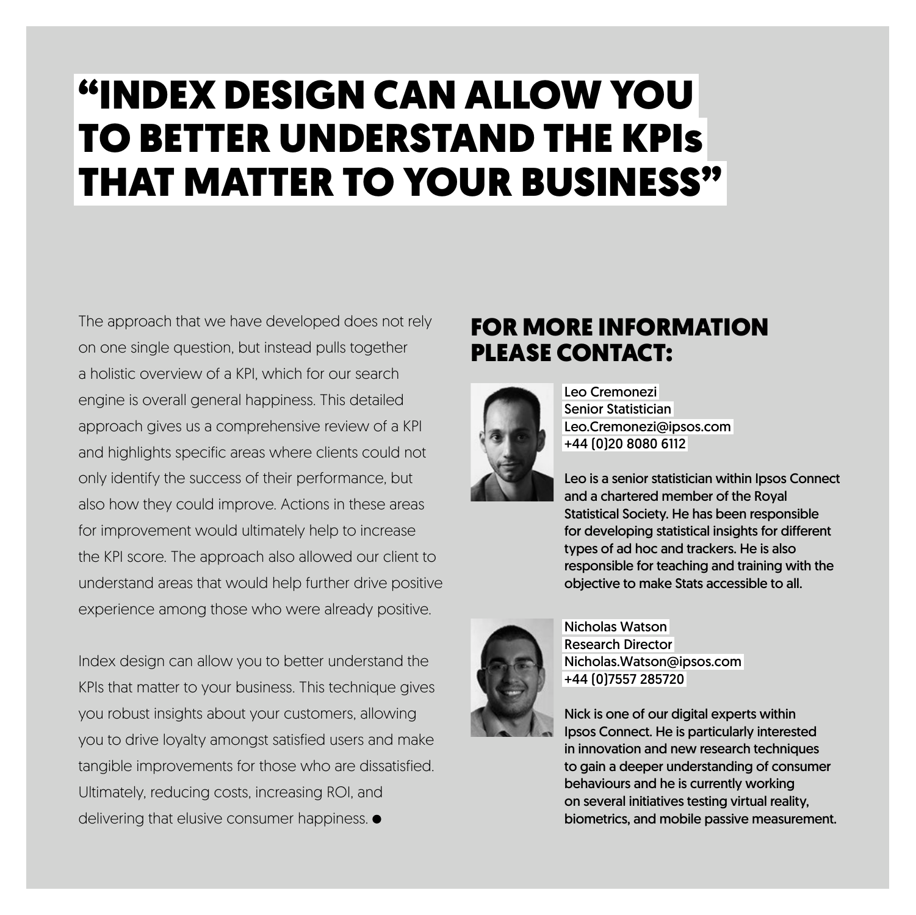# "INDEX DESIGN CAN ALLOW YOU TO BETTER UNDERSTAND THE KPIs THAT MATTER TO YOUR BUSINESS"

The approach that we have developed does not rely on one single question, but instead pulls together a holistic overview of a KPI, which for our search engine is overall general happiness. This detailed approach gives us a comprehensive review of a KPI and highlights specific areas where clients could not only identify the success of their performance, but also how they could improve. Actions in these areas for improvement would ultimately help to increase the KPI score. The approach also allowed our client to understand areas that would help further drive positive experience among those who were already positive.

Index design can allow you to better understand the KPIs that matter to your business. This technique gives you robust insights about your customers, allowing you to drive loyalty amongst satisfied users and make tangible improvements for those who are dissatisfied. Ultimately, reducing costs, increasing ROI, and delivering that elusive consumer happiness. ●

## FOR MORE INFORMATION PLEASE CONTACT:

Leo Cremonezi
Senior Statistician
Leo.Cremonezi@ipsos.com
+44 (0)20 8080 6112

Leo is a senior statistician within Ipsos Connect and a chartered member of the Royal Statistical Society. He has been responsible for developing statistical insights for different types of ad hoc and trackers. He is also responsible for teaching and training with the objective to make Stats accessible to all.

Nicholas Watson
Research Director
Nicholas.Watson@ipsos.com
+44 (0)7557 285720

Nick is one of our digital experts within Ipsos Connect. He is particularly interested in innovation and new research techniques to gain a deeper understanding of consumer behaviours and he is currently working on several initiatives testing virtual reality, biometrics, and mobile passive measurement.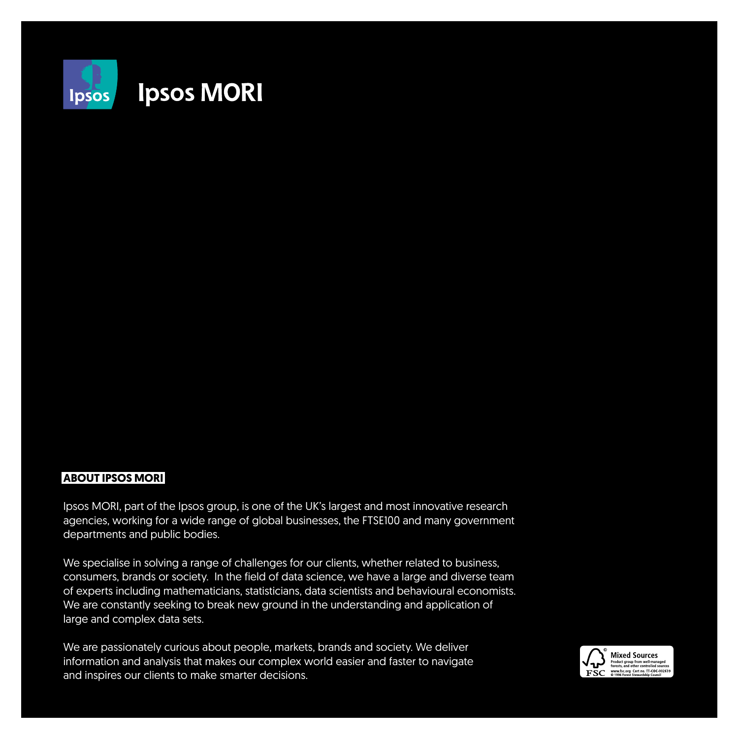# Ipsos MORI

**ABOUT IPSOS MORI**

Ipsos MORI, part of the Ipsos group, is one of the UK's largest and most innovative research agencies, working for a wide range of global businesses, the FTSE100 and many government departments and public bodies.

We specialise in solving a range of challenges for our clients, whether related to business, consumers, brands or society. In the field of data science, we have a large and diverse team of experts including mathematicians, statisticians, data scientists and behavioural economists. We are constantly seeking to break new ground in the understanding and application of large and complex data sets.

We are passionately curious about people, markets, brands and society. We deliver information and analysis that makes our complex world easier and faster to navigate and inspires our clients to make smarter decisions.

Mixed Sources
Product group from well-managed forests, and other controlled sources
www.fsc.org Cert no. TT-COC-002639
© 1996 Forest Stewardship Council
FSC